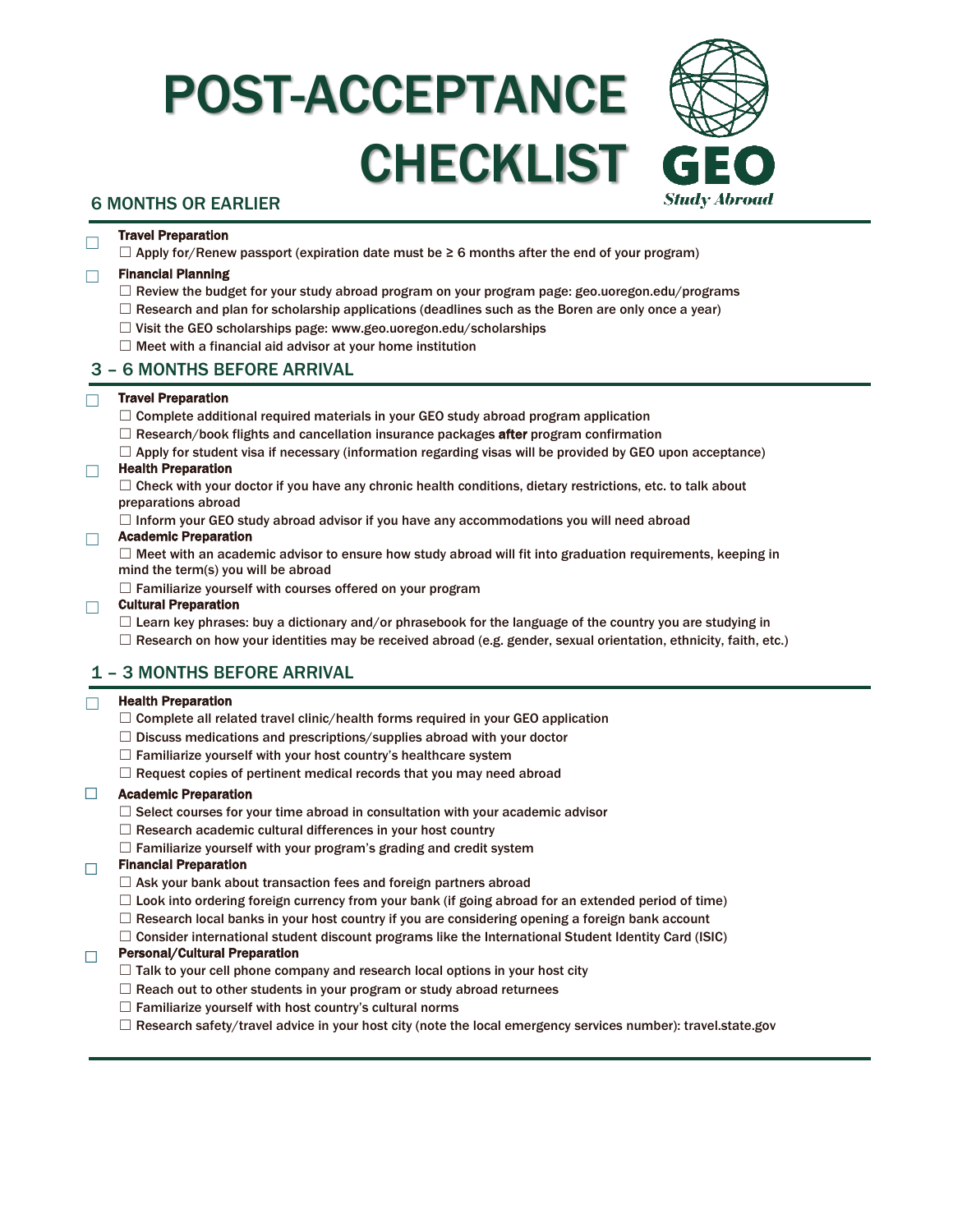# POST-ACCEPTANCE CHECKLIST

GEO *Study Abroad*

## 6 MONTHS OR EARLIER

☐ **Travel Preparation**
- ☐ Apply for/Renew passport (expiration date must be ≥ 6 months after the end of your program)

☐ **Financial Planning**
- ☐ Review the budget for your study abroad program on your program page: geo.uoregon.edu/programs
- ☐ Research and plan for scholarship applications (deadlines such as the Boren are only once a year)
- ☐ Visit the GEO scholarships page: www.geo.uoregon.edu/scholarships
- ☐ Meet with a financial aid advisor at your home institution

## 3 – 6 MONTHS BEFORE ARRIVAL

☐ **Travel Preparation**
- ☐ Complete additional required materials in your GEO study abroad program application
- ☐ Research/book flights and cancellation insurance packages **after** program confirmation
- ☐ Apply for student visa if necessary (information regarding visas will be provided by GEO upon acceptance)

☐ **Health Preparation**
- ☐ Check with your doctor if you have any chronic health conditions, dietary restrictions, etc. to talk about preparations abroad
- ☐ Inform your GEO study abroad advisor if you have any accommodations you will need abroad

☐ **Academic Preparation**
- ☐ Meet with an academic advisor to ensure how study abroad will fit into graduation requirements, keeping in mind the term(s) you will be abroad
- ☐ Familiarize yourself with courses offered on your program

☐ **Cultural Preparation**
- ☐ Learn key phrases: buy a dictionary and/or phrasebook for the language of the country you are studying in
- ☐ Research on how your identities may be received abroad (e.g. gender, sexual orientation, ethnicity, faith, etc.)

## 1 – 3 MONTHS BEFORE ARRIVAL

☐ **Health Preparation**
- ☐ Complete all related travel clinic/health forms required in your GEO application
- ☐ Discuss medications and prescriptions/supplies abroad with your doctor
- ☐ Familiarize yourself with your host country's healthcare system
- ☐ Request copies of pertinent medical records that you may need abroad

☐ **Academic Preparation**
- ☐ Select courses for your time abroad in consultation with your academic advisor
- ☐ Research academic cultural differences in your host country
- ☐ Familiarize yourself with your program's grading and credit system

☐ **Financial Preparation**
- ☐ Ask your bank about transaction fees and foreign partners abroad
- ☐ Look into ordering foreign currency from your bank (if going abroad for an extended period of time)
- ☐ Research local banks in your host country if you are considering opening a foreign bank account
- ☐ Consider international student discount programs like the International Student Identity Card (ISIC)

☐ **Personal/Cultural Preparation**
- ☐ Talk to your cell phone company and research local options in your host city
- ☐ Reach out to other students in your program or study abroad returnees
- ☐ Familiarize yourself with host country's cultural norms
- ☐ Research safety/travel advice in your host city (note the local emergency services number): travel.state.gov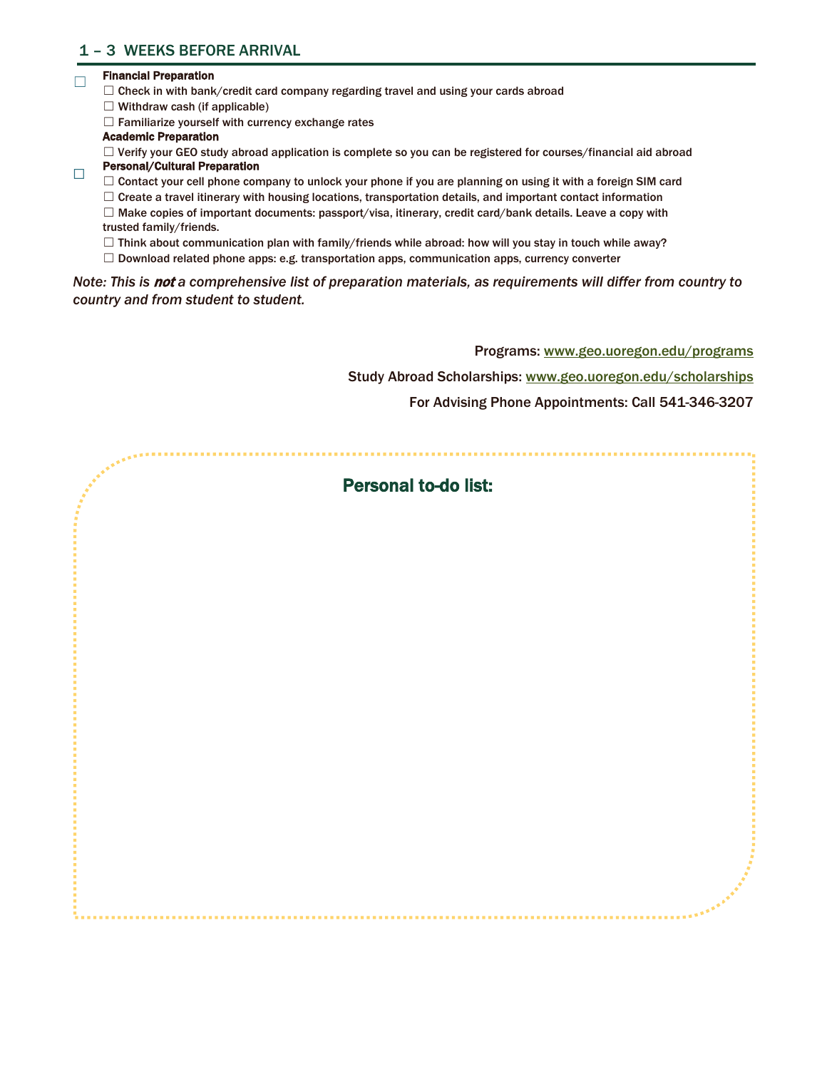## 1 – 3 WEEKS BEFORE ARRIVAL

☐ **Financial Preparation**

- ☐ Check in with bank/credit card company regarding travel and using your cards abroad
- ☐ Withdraw cash (if applicable)
- ☐ Familiarize yourself with currency exchange rates

**Academic Preparation**

- ☐ Verify your GEO study abroad application is complete so you can be registered for courses/financial aid abroad

☐ **Personal/Cultural Preparation**

- ☐ Contact your cell phone company to unlock your phone if you are planning on using it with a foreign SIM card
- ☐ Create a travel itinerary with housing locations, transportation details, and important contact information
- ☐ Make copies of important documents: passport/visa, itinerary, credit card/bank details. Leave a copy with trusted family/friends.
- ☐ Think about communication plan with family/friends while abroad: how will you stay in touch while away?
- ☐ Download related phone apps: e.g. transportation apps, communication apps, currency converter

*Note: This is **not** a comprehensive list of preparation materials, as requirements will differ from country to country and from student to student.*

Programs: www.geo.uoregon.edu/programs

Study Abroad Scholarships: www.geo.uoregon.edu/scholarships

For Advising Phone Appointments: Call 541-346-3207

### Personal to-do list: